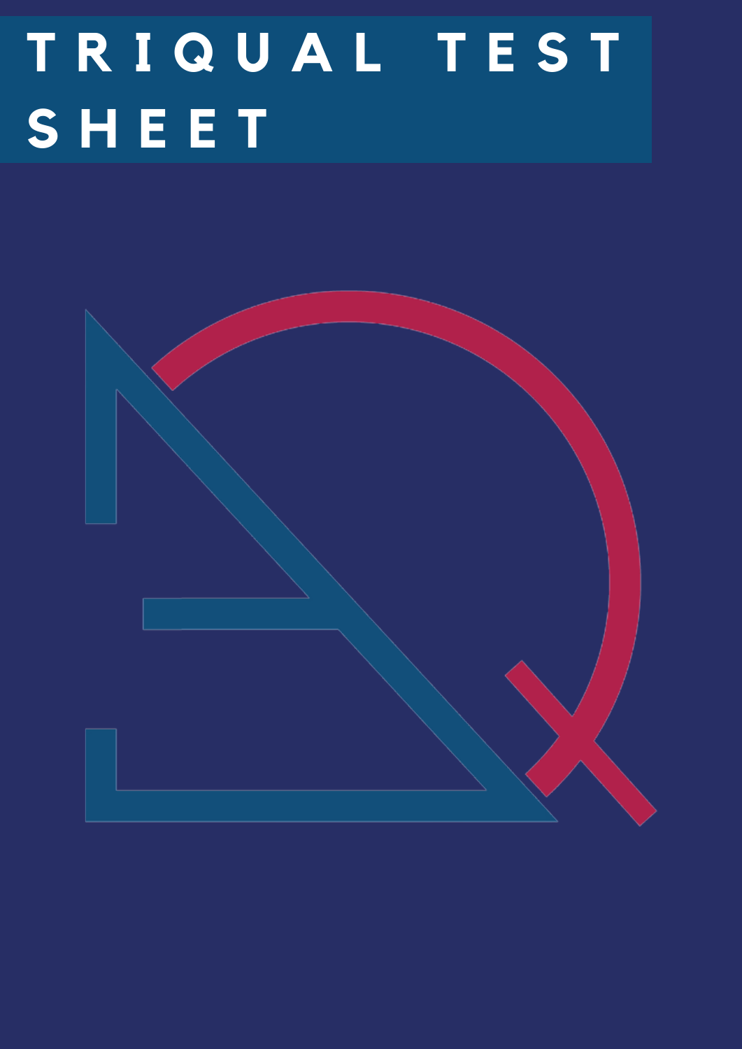# TRIQUAL TEST SHEET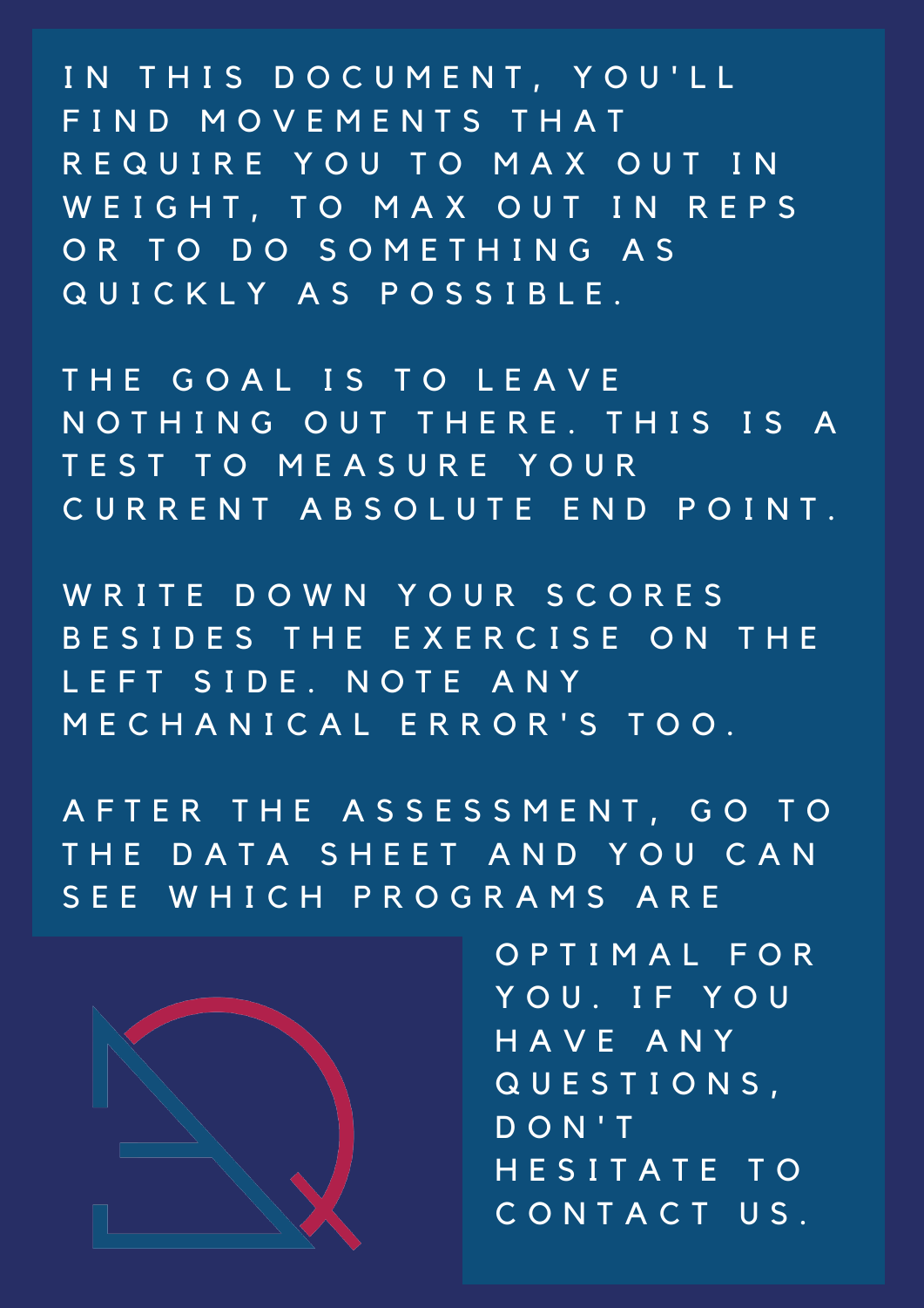IN THIS DOCUMENT, YOU'LL FIND MOVEMENTS THAT REQUIRE YOU TO MAX OUT IN WEIGHT, TO MAX OUT IN REPS OR TO DO SOMETHING AS QUICKLY AS POSSIBLE.

THE GOAL IS TO LEAVE NOTHING OUT THERE. THIS IS A TEST TO MEASURE YOUR CURRENT ABSOLUTE END POINT.

WRITE DOWN YOUR SCORES BESIDES THE EXERCISE ON THE LEFT SIDE. NOTE ANY MECHANICAL ERROR'S TOO.

AFTER THE ASSESSMENT, GO TO THE DATA SHEET AND YOU CAN SEE WHICH PROGRAMS ARE OPTIMAL FOR YOU. IF YOU HAVE ANY QUESTIONS, DON'T HESITATE TO CONTACT US.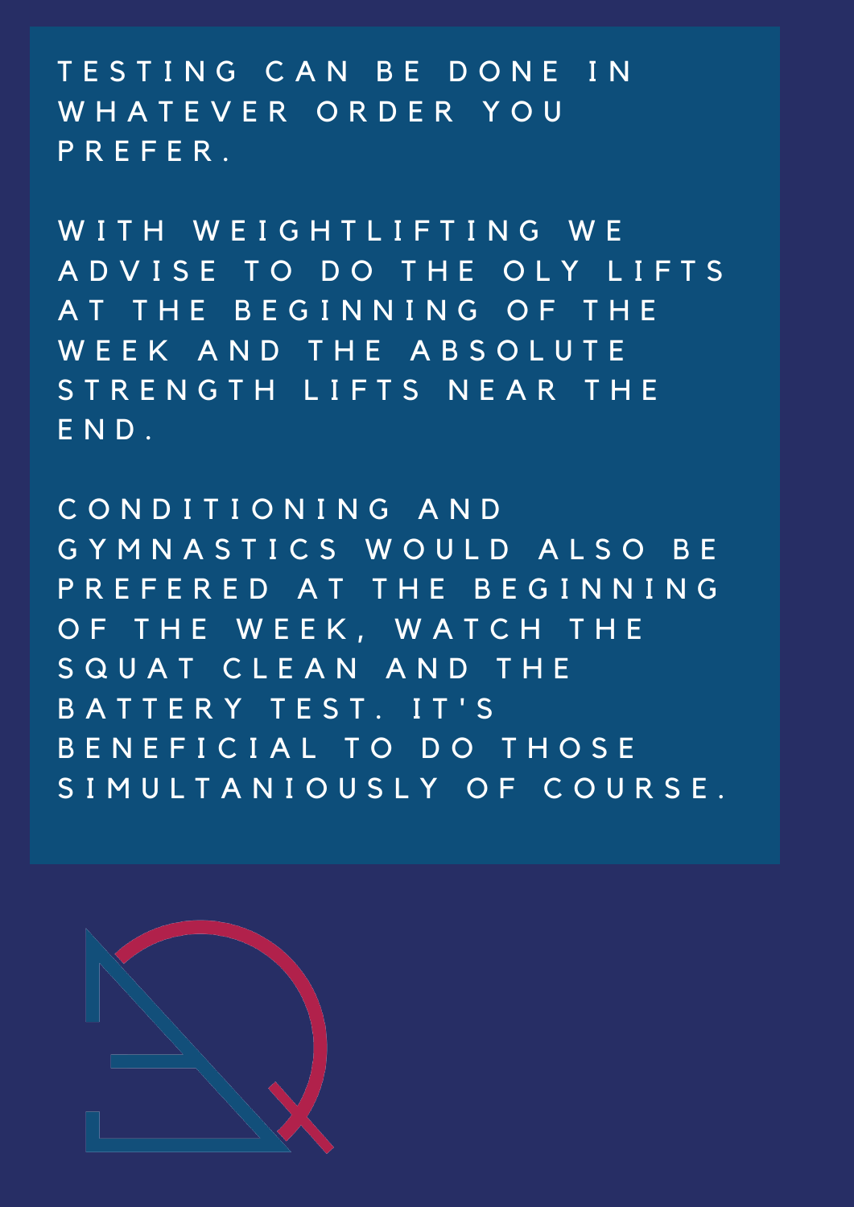TESTING CAN BE DONE IN WHATEVER ORDER YOU PREFER.

WITH WEIGHTLIFTING WE ADVISE TO DO THE OLY LIFTS AT THE BEGINNING OF THE WEEK AND THE ABSOLUTE STRENGTH LIFTS NEAR THE END.

CONDITIONING AND GYMNASTICS WOULD ALSO BE PREFERED AT THE BEGINNING OF THE WEEK, WATCH THE SQUAT CLEAN AND THE BATTERY TEST. IT'S BENEFICIAL TO DO THOSE SIMULTANIOUSLY OF COURSE.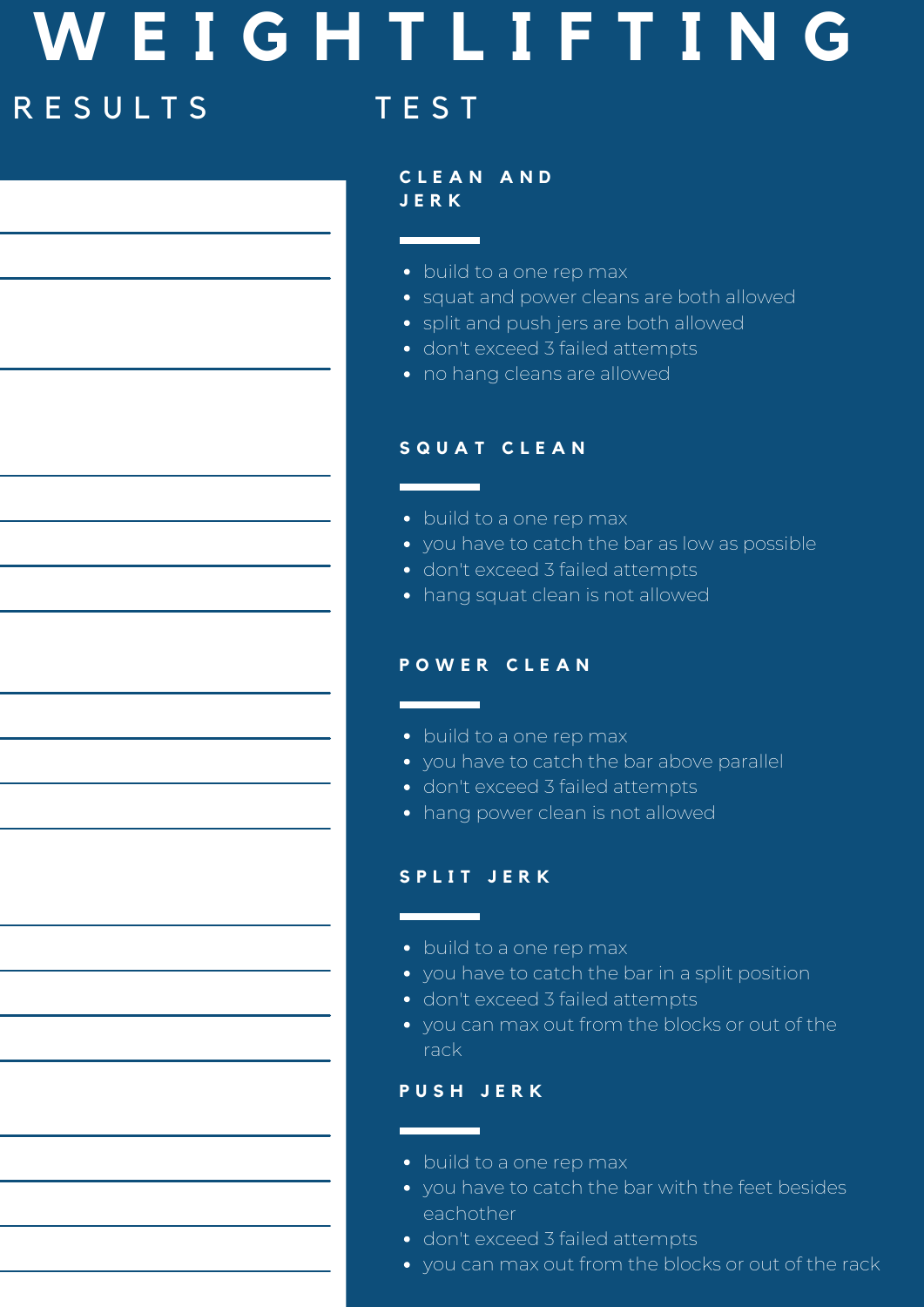# WEIGHTLIFTING

## RESULTS

## TEST

### CLEAN AND JERK

- build to a one rep max
- squat and power cleans are both allowed
- split and push jers are both allowed
- don't exceed 3 failed attempts
- no hang cleans are allowed

### SQUAT CLEAN

- build to a one rep max
- you have to catch the bar as low as possible
- don't exceed 3 failed attempts
- hang squat clean is not allowed

### POWER CLEAN

- build to a one rep max
- you have to catch the bar above parallel
- don't exceed 3 failed attempts
- hang power clean is not allowed

### SPLIT JERK

- build to a one rep max
- you have to catch the bar in a split position
- don't exceed 3 failed attempts
- you can max out from the blocks or out of the rack

### PUSH JERK

- build to a one rep max
- you have to catch the bar with the feet besides eachother
- don't exceed 3 failed attempts
- you can max out from the blocks or out of the rack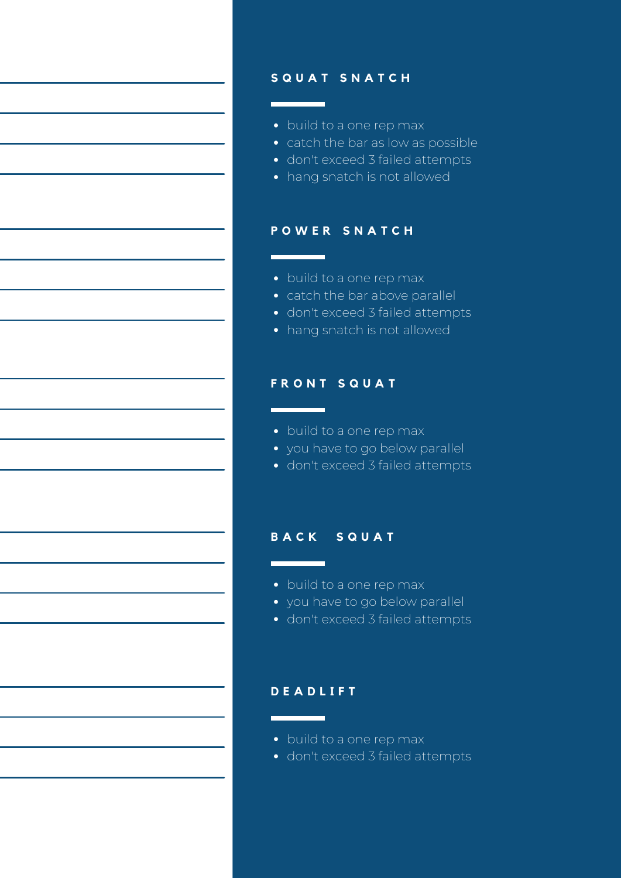## SQUAT SNATCH

- build to a one rep max
- catch the bar as low as possible
- don't exceed 3 failed attempts
- hang snatch is not allowed

## POWER SNATCH

- build to a one rep max
- catch the bar above parallel
- don't exceed 3 failed attempts
- hang snatch is not allowed

## FRONT SQUAT

- build to a one rep max
- you have to go below parallel
- don't exceed 3 failed attempts

## BACK SQUAT

- build to a one rep max
- you have to go below parallel
- don't exceed 3 failed attempts

## DEADLIFT

- build to a one rep max
- don't exceed 3 failed attempts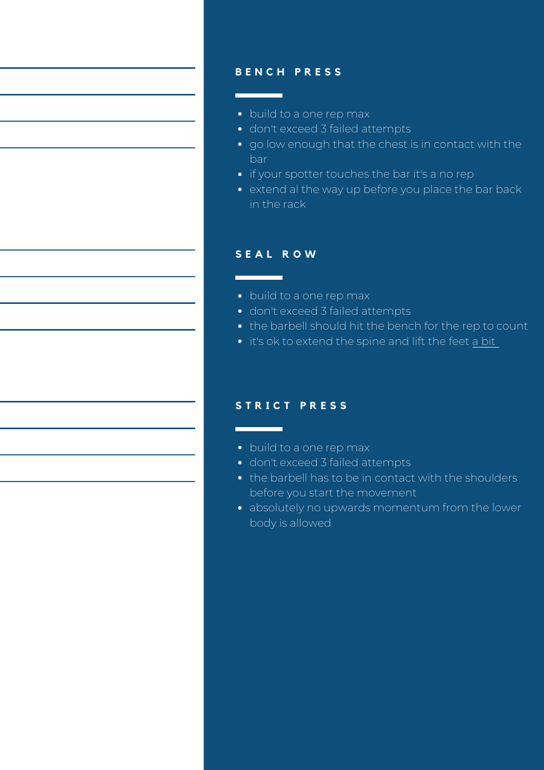## BENCH PRESS

- build to a one rep max
- don't exceed 3 failed attempts
- go low enough that the chest is in contact with the bar
- if your spotter touches the bar it's a no rep
- extend al the way up before you place the bar back in the rack

## SEAL ROW

- build to a one rep max
- don't exceed 3 failed attempts
- the barbell should hit the bench for the rep to count
- it's ok to extend the spine and lift the feet <u>a bit</u>

## STRICT PRESS

- build to a one rep max
- don't exceed 3 failed attempts
- the barbell has to be in contact with the shoulders before you start the movement
- absolutely no upwards momentum from the lower body is allowed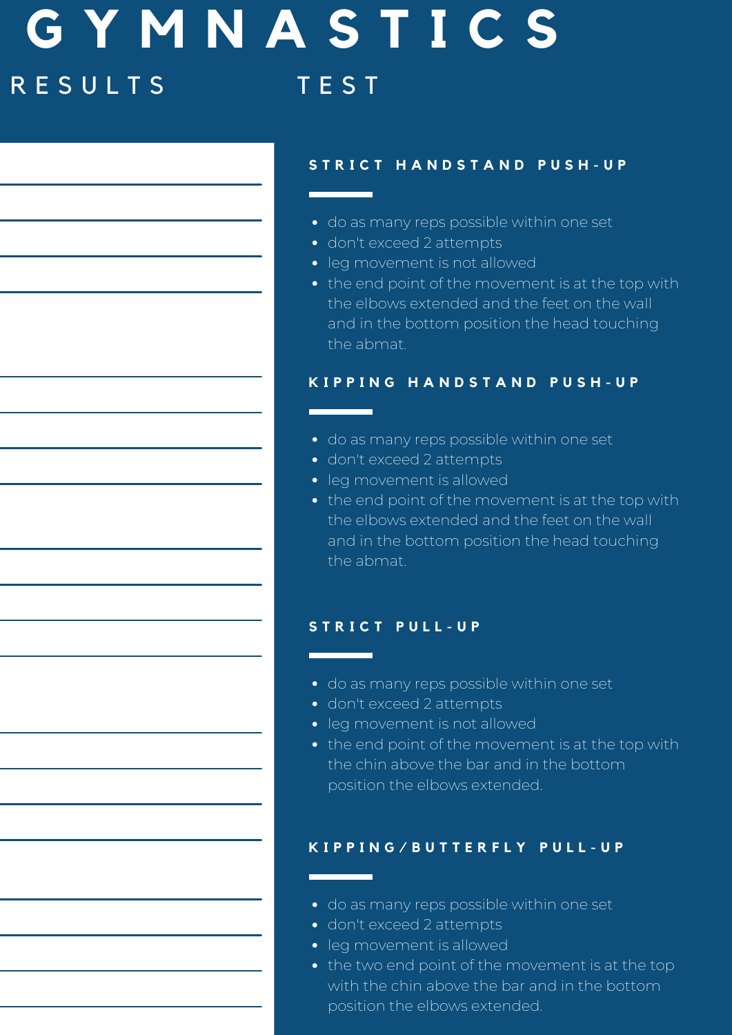# GYMNASTICS

RESULTS TEST

### STRICT HANDSTAND PUSH-UP

- do as many reps possible within one set
- don't exceed 2 attempts
- leg movement is not allowed
- the end point of the movement is at the top with the elbows extended and the feet on the wall and in the bottom position the head touching the abmat.

### KIPPING HANDSTAND PUSH-UP

- do as many reps possible within one set
- don't exceed 2 attempts
- leg movement is allowed
- the end point of the movement is at the top with the elbows extended and the feet on the wall and in the bottom position the head touching the abmat.

### STRICT PULL-UP

- do as many reps possible within one set
- don't exceed 2 attempts
- leg movement is not allowed
- the end point of the movement is at the top with the chin above the bar and in the bottom position the elbows extended.

### KIPPING/BUTTERFLY PULL-UP

- do as many reps possible within one set
- don't exceed 2 attempts
- leg movement is allowed
- the two end point of the movement is at the top with the chin above the bar and in the bottom position the elbows extended.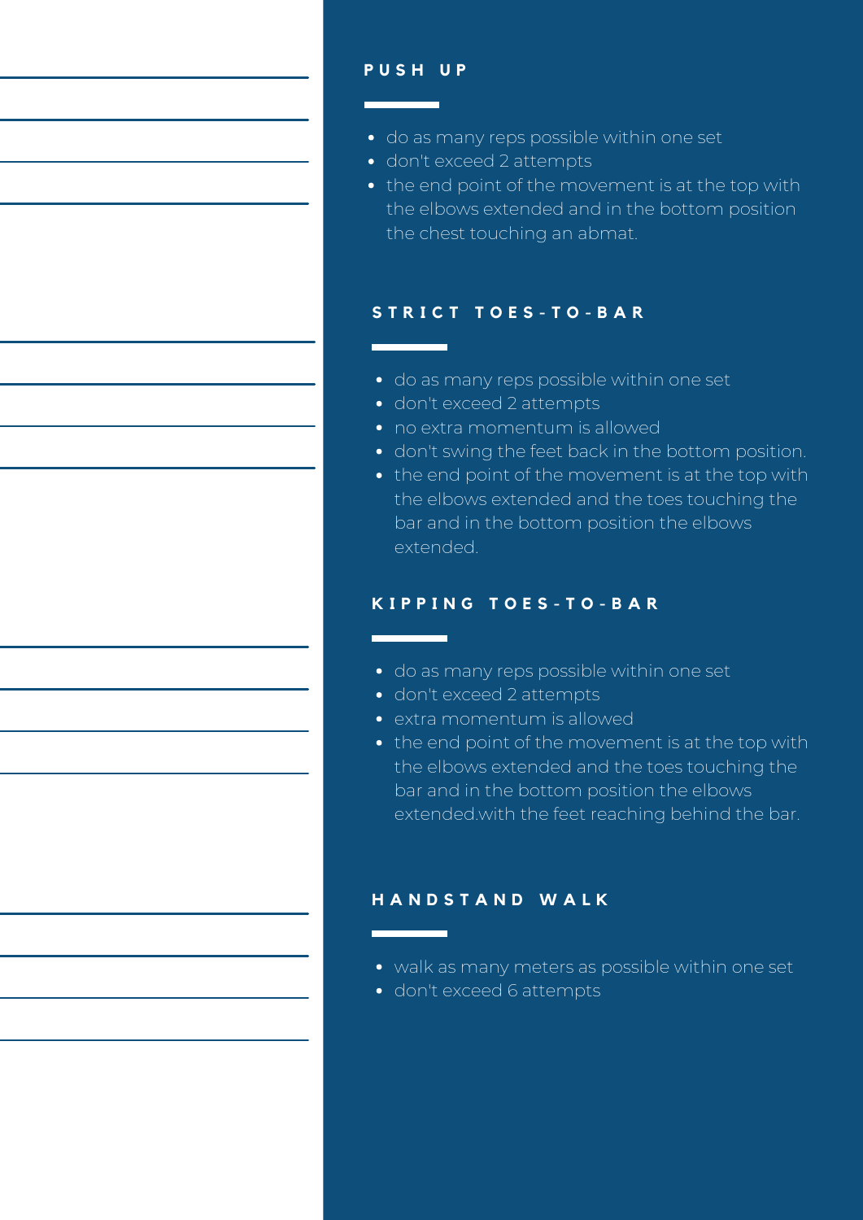## PUSH UP

- do as many reps possible within one set
- don't exceed 2 attempts
- the end point of the movement is at the top with the elbows extended and in the bottom position the chest touching an abmat.

## STRICT TOES-TO-BAR

- do as many reps possible within one set
- don't exceed 2 attempts
- no extra momentum is allowed
- don't swing the feet back in the bottom position.
- the end point of the movement is at the top with the elbows extended and the toes touching the bar and in the bottom position the elbows extended.

## KIPPING TOES-TO-BAR

- do as many reps possible within one set
- don't exceed 2 attempts
- extra momentum is allowed
- the end point of the movement is at the top with the elbows extended and the toes touching the bar and in the bottom position the elbows extended.with the feet reaching behind the bar.

## HANDSTAND WALK

- walk as many meters as possible within one set
- don't exceed 6 attempts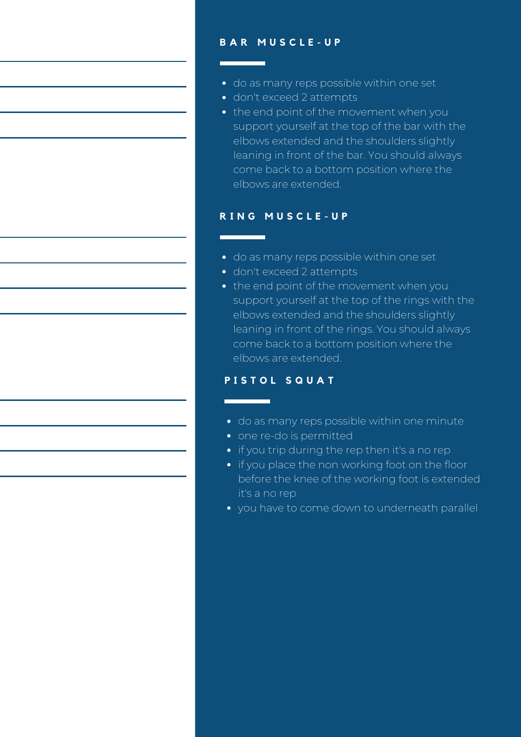## BAR MUSCLE-UP

- do as many reps possible within one set
- don't exceed 2 attempts
- the end point of the movement when you support yourself at the top of the bar with the elbows extended and the shoulders slightly leaning in front of the bar. You should always come back to a bottom position where the elbows are extended.

## RING MUSCLE-UP

- do as many reps possible within one set
- don't exceed 2 attempts
- the end point of the movement when you support yourself at the top of the rings with the elbows extended and the shoulders slightly leaning in front of the rings. You should always come back to a bottom position where the elbows are extended.

## PISTOL SQUAT

- do as many reps possible within one minute
- one re-do is permitted
- if you trip during the rep then it's a no rep
- if you place the non working foot on the floor before the knee of the working foot is extended it's a no rep
- you have to come down to underneath parallel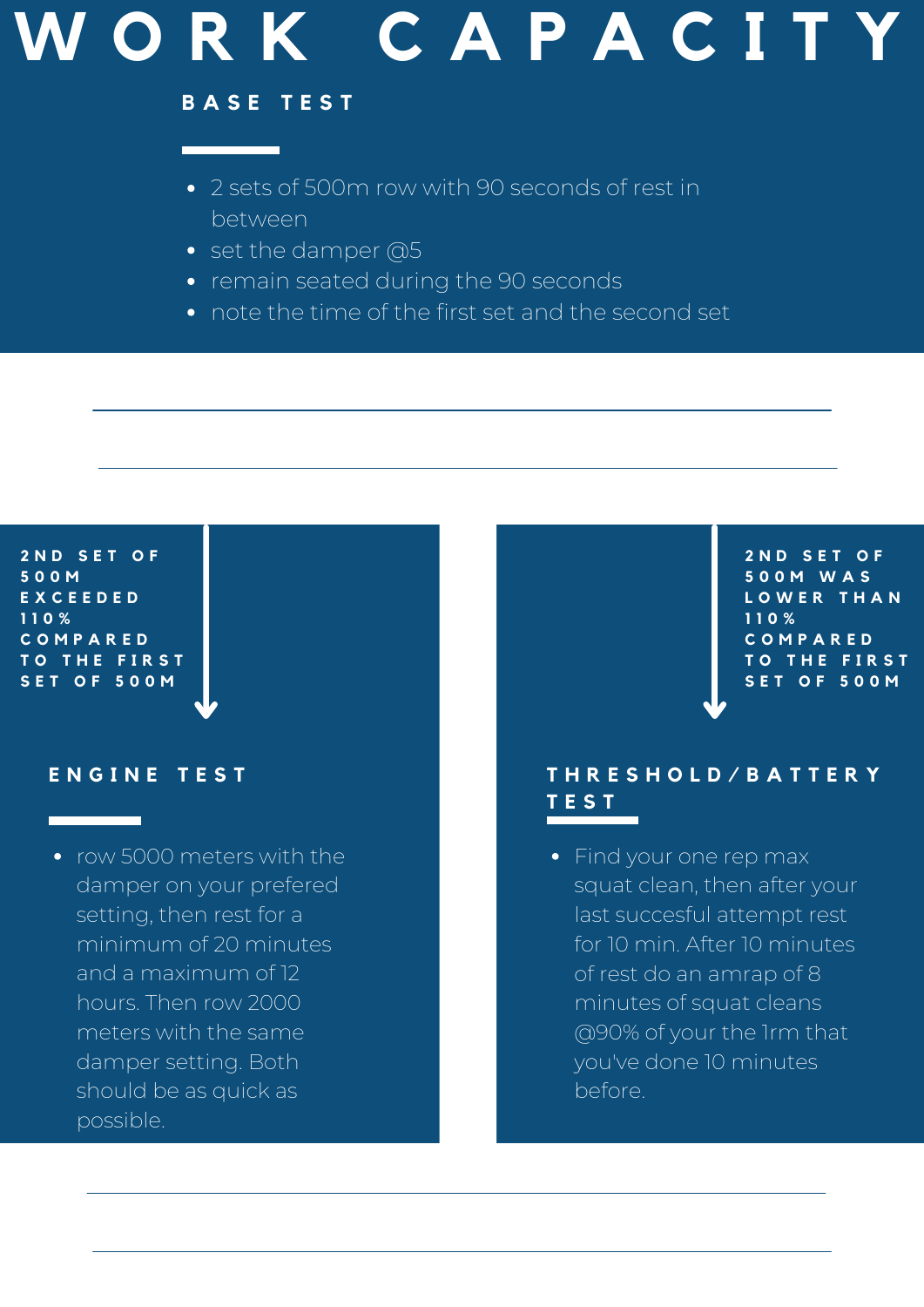# WORK CAPACITY

## BASE TEST

- 2 sets of 500m row with 90 seconds of rest in between
- set the damper @5
- remain seated during the 90 seconds
- note the time of the first set and the second set

**2ND SET OF 500M EXCEEDED 110% COMPARED TO THE FIRST SET OF 500M**

## ENGINE TEST

- row 5000 meters with the damper on your prefered setting, then rest for a minimum of 20 minutes and a maximum of 12 hours. Then row 2000 meters with the same damper setting. Both should be as quick as possible.

**2ND SET OF 500M WAS LOWER THAN 110% COMPARED TO THE FIRST SET OF 500M**

## THRESHOLD/BATTERY TEST

- Find your one rep max squat clean, then after your last succesful attempt rest for 10 min. After 10 minutes of rest do an amrap of 8 minutes of squat cleans @90% of your the 1rm that you've done 10 minutes before.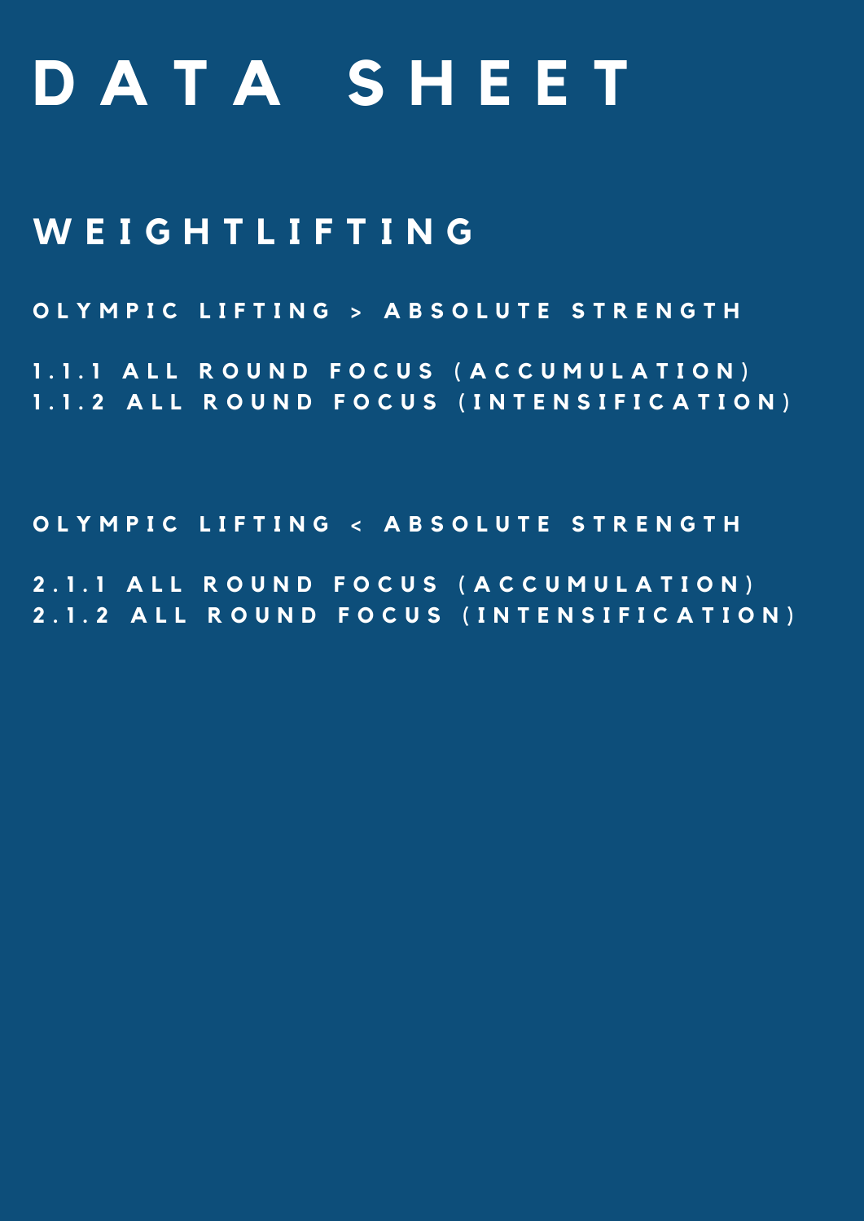# DATA SHEET

## WEIGHTLIFTING

### OLYMPIC LIFTING > ABSOLUTE STRENGTH

1.1.1 ALL ROUND FOCUS (ACCUMULATION)
1.1.2 ALL ROUND FOCUS (INTENSIFICATION)

### OLYMPIC LIFTING < ABSOLUTE STRENGTH

2.1.1 ALL ROUND FOCUS (ACCUMULATION)
2.1.2 ALL ROUND FOCUS (INTENSIFICATION)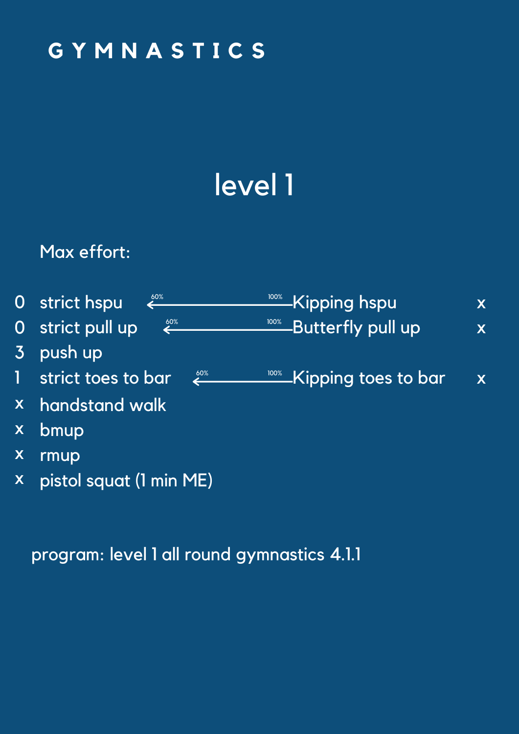# G Y M N A S T I C S

## level 1

Max effort:

| | | | | |
|---|---|---|---|---|
| 0 | strict hspu | 60% ⟵ 100% | Kipping hspu | x |
| 0 | strict pull up | 60% ⟵ 100% | Butterfly pull up | x |
| 3 | push up | | | |
| 1 | strict toes to bar | 60% ⟵ 100% | Kipping toes to bar | x |
| x | handstand walk | | | |
| x | bmup | | | |
| x | rmup | | | |
| x | pistol squat (1 min ME) | | | |

program: level 1 all round gymnastics 4.1.1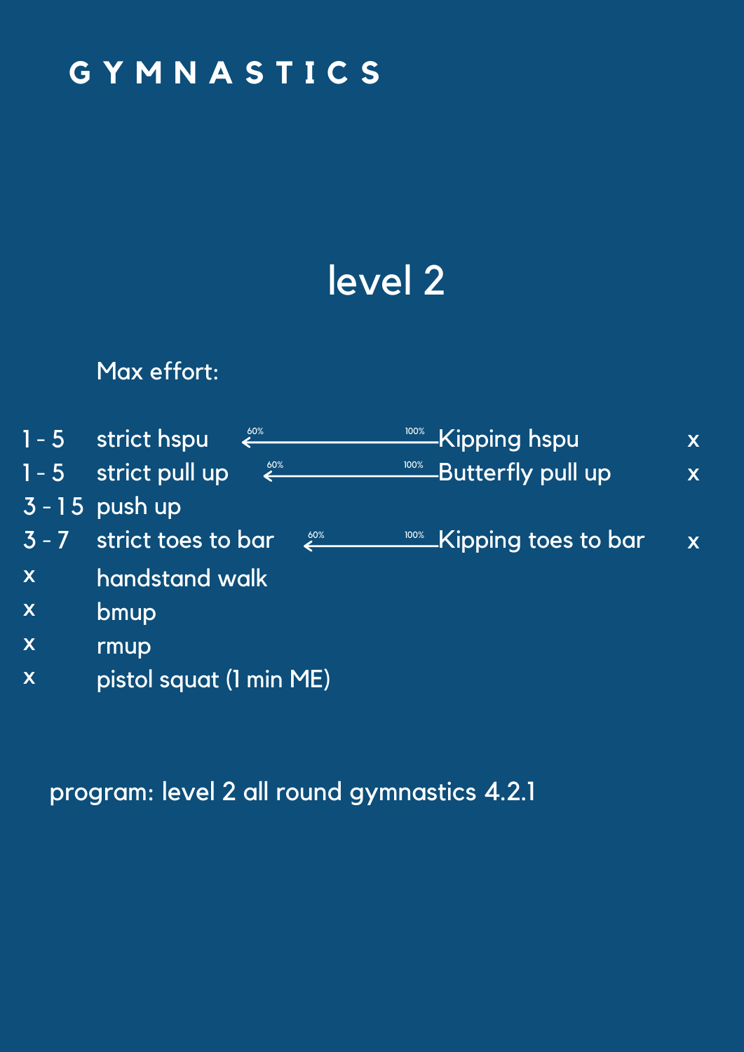# GYMNASTICS

## level 2

Max effort:

| | | | | |
|---|---|---|---|---|
| 1 - 5 | strict hspu | 60% ← 100% | Kipping hspu | x |
| 1 - 5 | strict pull up | 60% ← 100% | Butterfly pull up | x |
| 3 - 15 | push up | | | |
| 3 - 7 | strict toes to bar | 60% ← 100% | Kipping toes to bar | x |
| x | handstand walk | | | |
| x | bmup | | | |
| x | rmup | | | |
| x | pistol squat (1 min ME) | | | |

program: level 2 all round gymnastics 4.2.1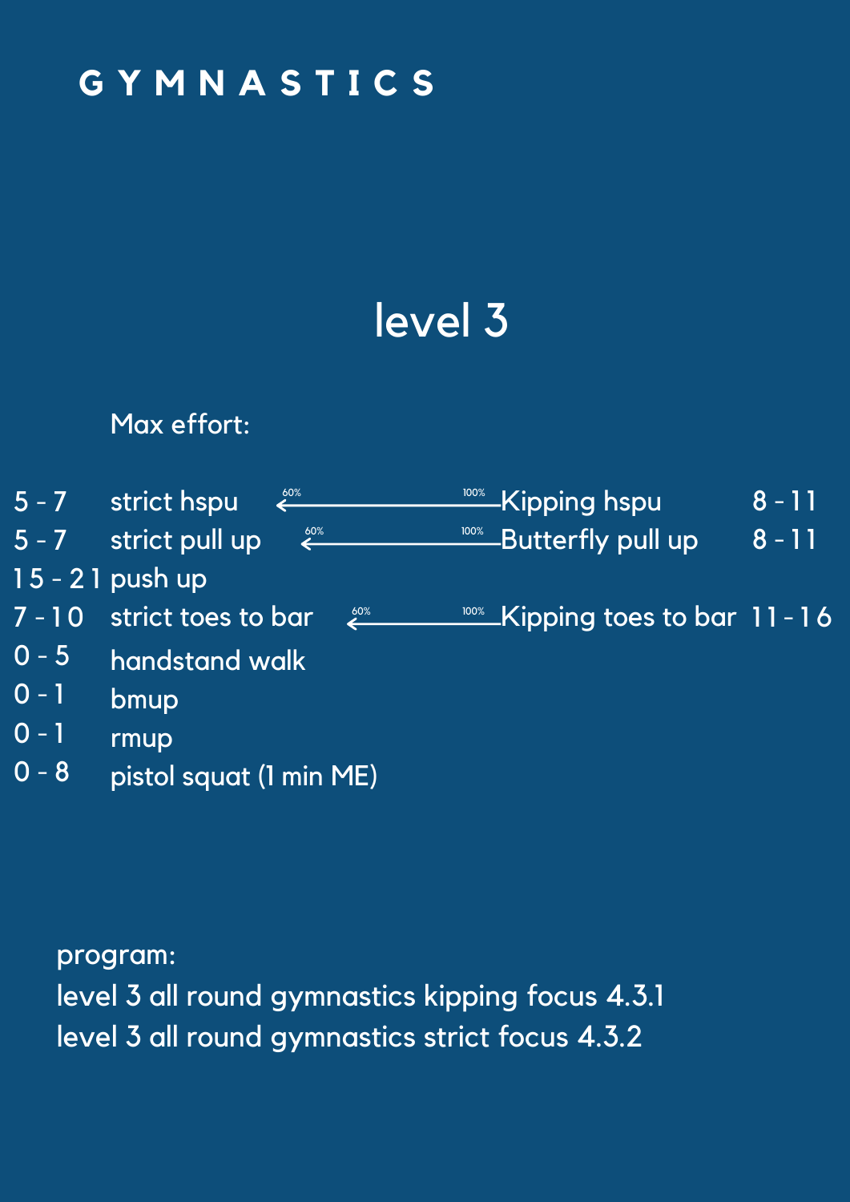# G Y M N A S T I C S

## level 3

Max effort:

| | | | | |
|---|---|---|---|---|
| 5 - 7 | strict hspu | 60% ← 100% | Kipping hspu | 8 - 11 |
| 5 - 7 | strict pull up | 60% ← 100% | Butterfly pull up | 8 - 11 |
| 15 - 21 | push up | | | |
| 7 - 10 | strict toes to bar | 60% ← 100% | Kipping toes to bar | 11 - 16 |
| 0 - 5 | handstand walk | | | |
| 0 - 1 | bmup | | | |
| 0 - 1 | rmup | | | |
| 0 - 8 | pistol squat (1 min ME) | | | |

program:

level 3 all round gymnastics kipping focus 4.3.1

level 3 all round gymnastics strict focus 4.3.2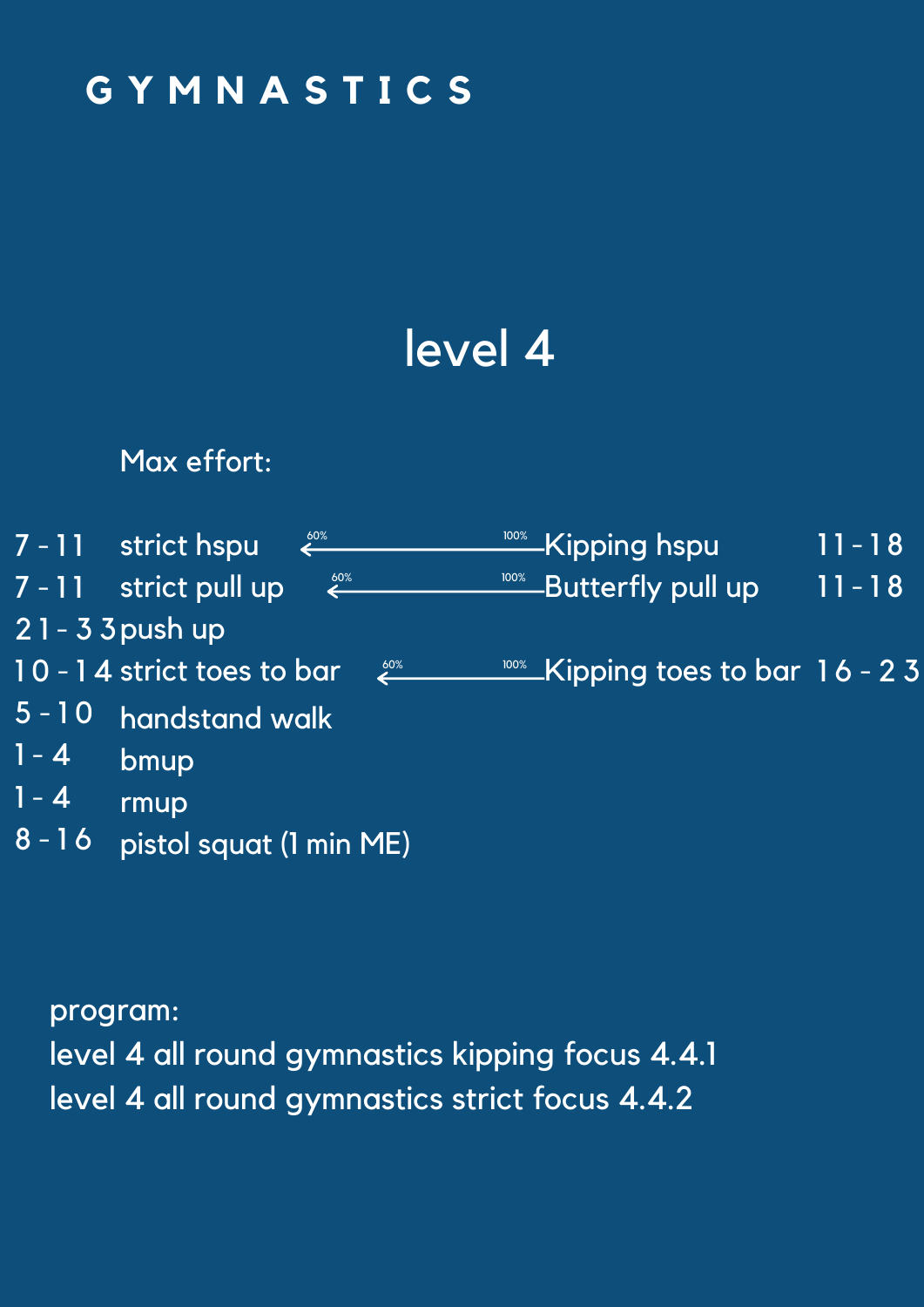# GYMNASTICS

## level 4

Max effort:

| | | | | |
|---|---|---|---|---|
| 7 - 11 | strict hspu | 60% ← 100% | Kipping hspu | 11 - 18 |
| 7 - 11 | strict pull up | 60% ← 100% | Butterfly pull up | 11 - 18 |
| 21 - 33 | push up | | | |
| 10 - 14 | strict toes to bar | 60% ← 100% | Kipping toes to bar | 16 - 23 |
| 5 - 10 | handstand walk | | | |
| 1 - 4 | bmup | | | |
| 1 - 4 | rmup | | | |
| 8 - 16 | pistol squat (1 min ME) | | | |

program:

level 4 all round gymnastics kipping focus 4.4.1

level 4 all round gymnastics strict focus 4.4.2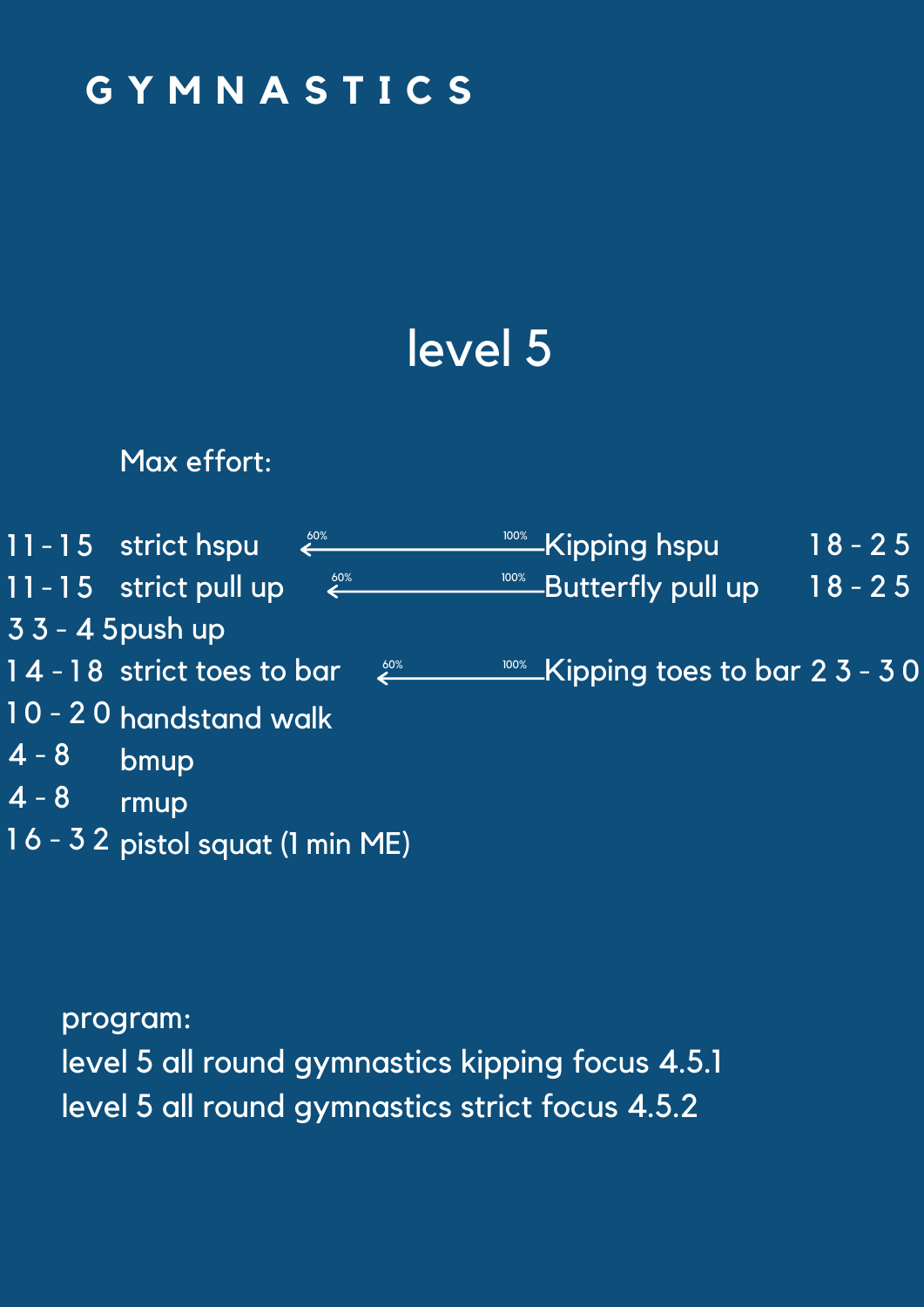# GYMNASTICS

## level 5

Max effort:

| Strict range | Strict movement | | Kipping movement | Kipping range |
|---|---|---|---|---|
| 11 - 15 | strict hspu | 60% ← 100% | Kipping hspu | 18 - 25 |
| 11 - 15 | strict pull up | 60% ← 100% | Butterfly pull up | 18 - 25 |
| 33 - 45 | push up | | | |
| 14 - 18 | strict toes to bar | 60% ← 100% | Kipping toes to bar | 23 - 30 |
| 10 - 20 | handstand walk | | | |
| 4 - 8 | bmup | | | |
| 4 - 8 | rmup | | | |
| 16 - 32 | pistol squat (1 min ME) | | | |

program:

level 5 all round gymnastics kipping focus 4.5.1

level 5 all round gymnastics strict focus 4.5.2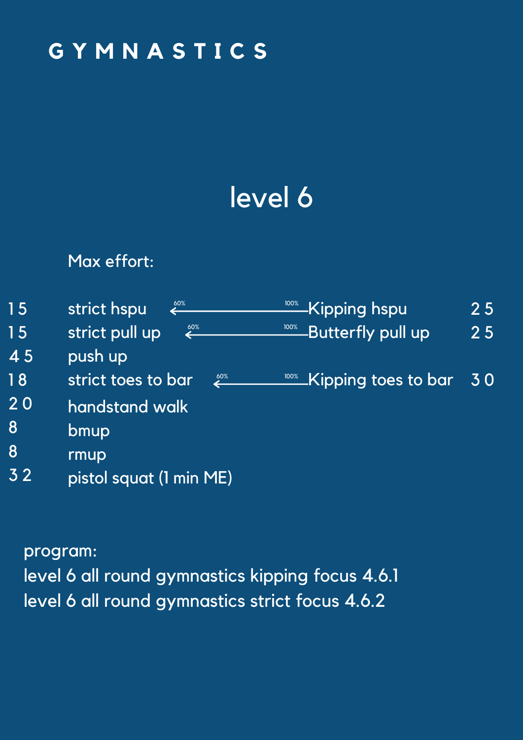# GYMNASTICS

## level 6

Max effort:

| | | | | |
|---|---|---|---|---|
| 15 | strict hspu | 60% ← 100% | Kipping hspu | 25 |
| 15 | strict pull up | 60% ← 100% | Butterfly pull up | 25 |
| 45 | push up | | | |
| 18 | strict toes to bar | 60% ← 100% | Kipping toes to bar | 30 |
| 20 | handstand walk | | | |
| 8 | bmup | | | |
| 8 | rmup | | | |
| 32 | pistol squat (1 min ME) | | | |

program:

level 6 all round gymnastics kipping focus 4.6.1

level 6 all round gymnastics strict focus 4.6.2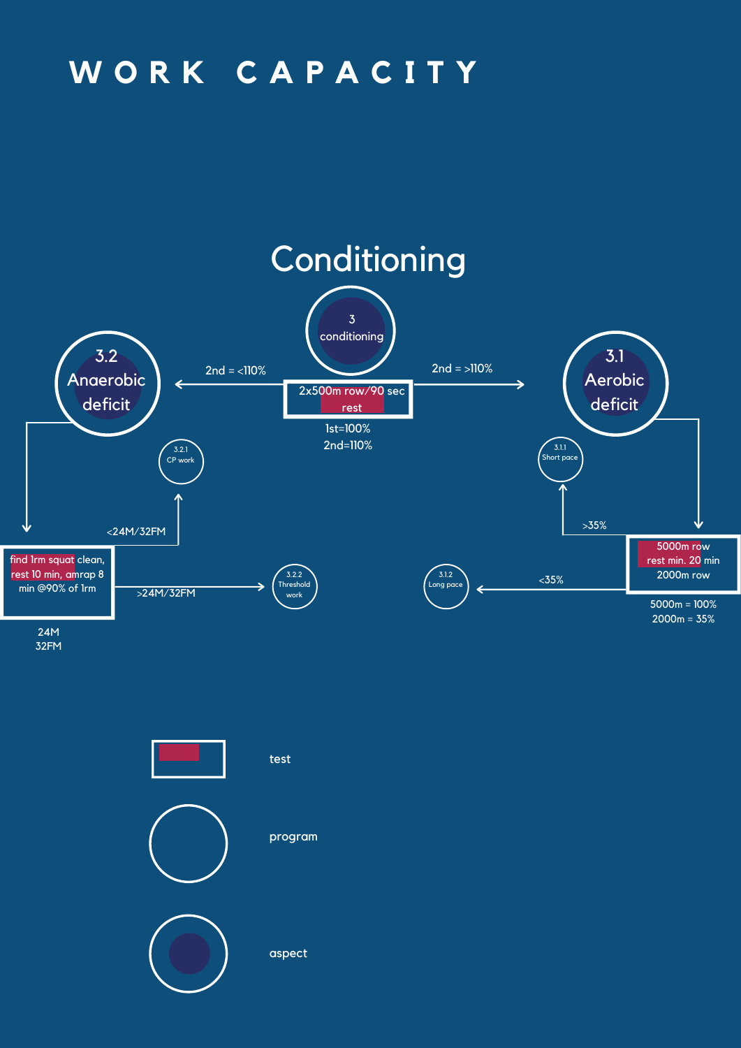# WORK CAPACITY

## Conditioning

3 conditioning

2x500m row/90 sec rest

1st=100%
2nd=110%

2nd = <110%

2nd = >110%

3.2 Anaerobic deficit

3.1 Aerobic deficit

3.2.1 CP work

3.1.1 Short pace

<24M/32FM

>35%

find 1rm squat clean, rest 10 min, amrap 8 min @90% of 1rm

24M
32FM

>24M/32FM

3.2.2 Threshold work

3.1.2 Long pace

<35%

5000m row
rest min. 20 min
2000m row

5000m = 100%
2000m = 35%

test

program

aspect